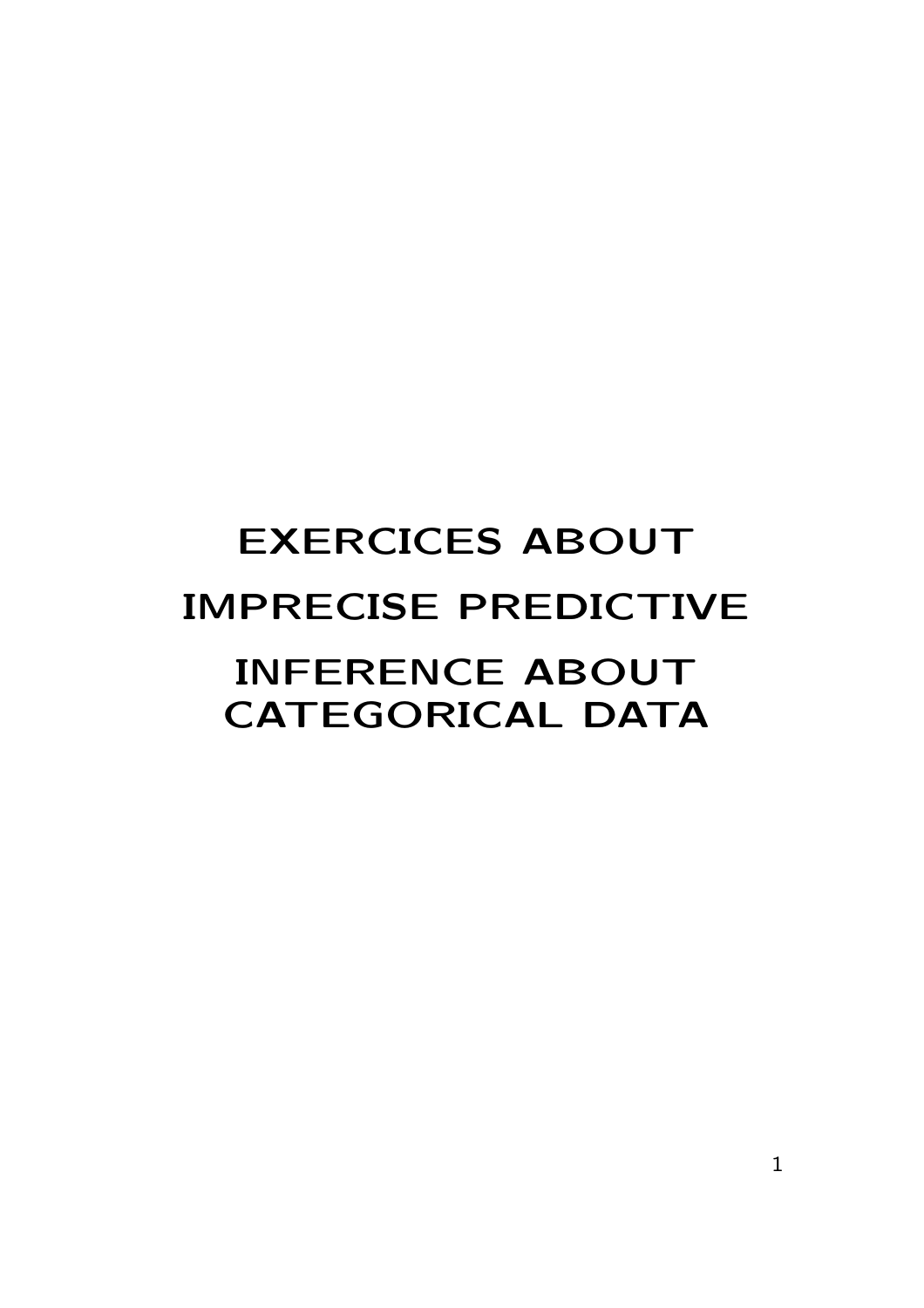# EXERCICES ABOUT IMPRECISE PREDICTIVE INFERENCE ABOUT CATEGORICAL DATA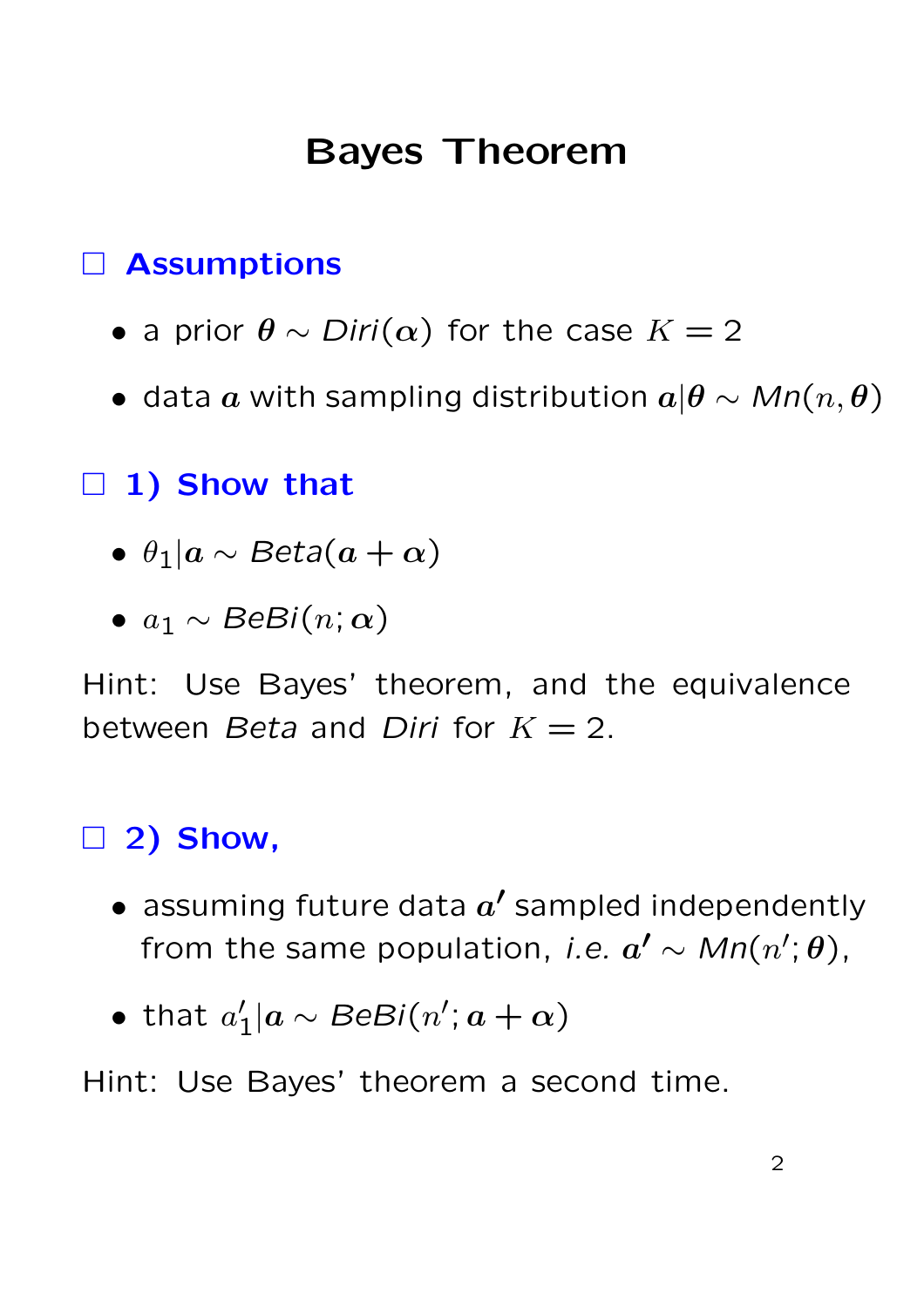# Bayes Theorem

## Assumptions

- a prior $\boldsymbol{\theta} \sim \mathit{Diri}(\boldsymbol{\alpha})$ for the case $K = 2$
- data $\boldsymbol{a}$ with sampling distribution $\boldsymbol{a}|\boldsymbol{\theta} \sim \mathit{Mn}(n, \boldsymbol{\theta})$

## 1) Show that

- $\theta_1|\boldsymbol{a} \sim \mathit{Beta}(\boldsymbol{a} + \boldsymbol{\alpha})$
- $a_1 \sim \mathit{BeBi}(n; \boldsymbol{\alpha})$

Hint: Use Bayes' theorem, and the equivalence between *Beta* and *Diri* for $K = 2$.

## 2) Show,

- assuming future data $\boldsymbol{a'}$ sampled independently from the same population, *i.e.* $\boldsymbol{a'} \sim \mathit{Mn}(n'; \boldsymbol{\theta})$,
- that $a'_1|\boldsymbol{a} \sim \mathit{BeBi}(n'; \boldsymbol{a} + \boldsymbol{\alpha})$

Hint: Use Bayes' theorem a second time.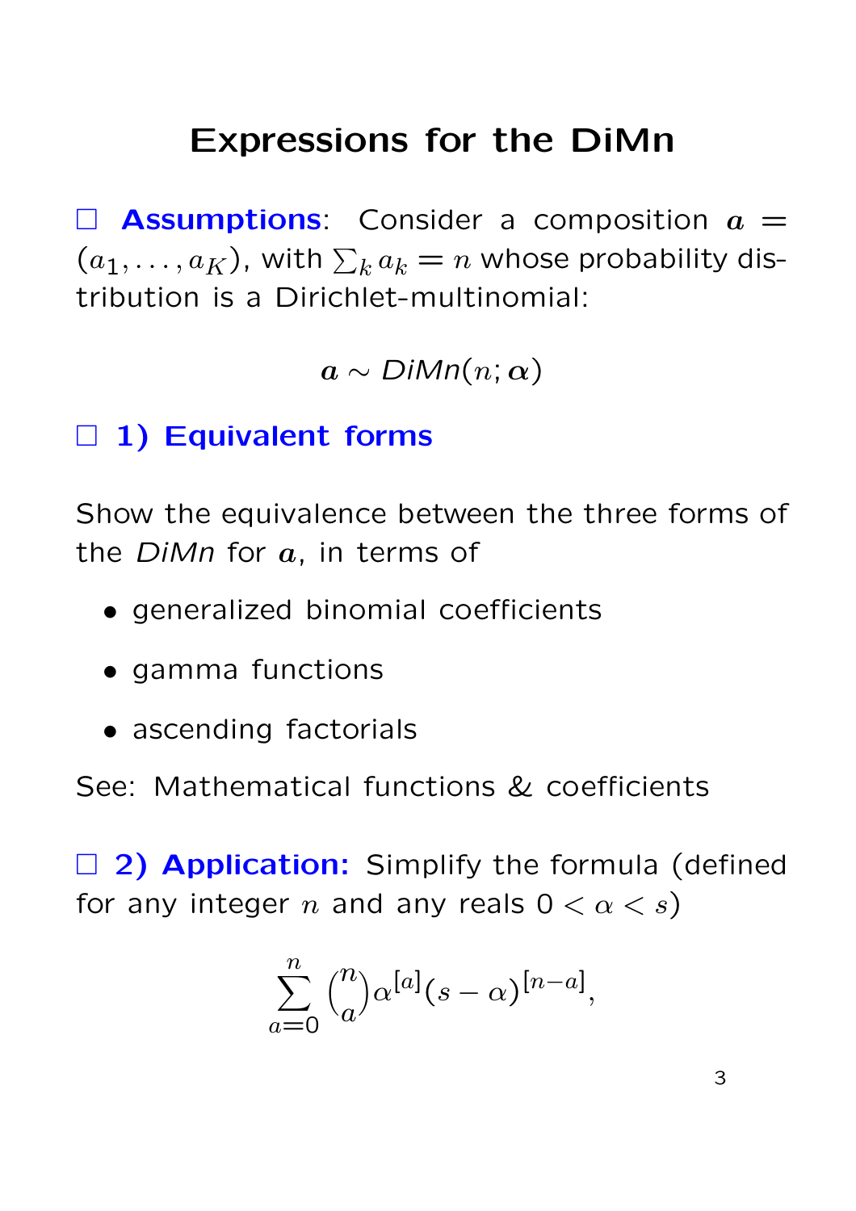# Expressions for the DiMn

□ **Assumptions**: Consider a composition $\boldsymbol{a} = (a_1, \ldots, a_K)$, with $\sum_k a_k = n$ whose probability distribution is a Dirichlet-multinomial:

$$\boldsymbol{a} \sim \textit{DiMn}(n; \boldsymbol{\alpha})$$

□ **1) Equivalent forms**

Show the equivalence between the three forms of the *DiMn* for $\boldsymbol{a}$, in terms of

- generalized binomial coefficients
- gamma functions
- ascending factorials

See: Mathematical functions & coefficients

□ **2) Application:** Simplify the formula (defined for any integer $n$ and any reals $0 < \alpha < s$)

$$\sum_{a=0}^{n} \binom{n}{a} \alpha^{[a]} (s - \alpha)^{[n-a]},$$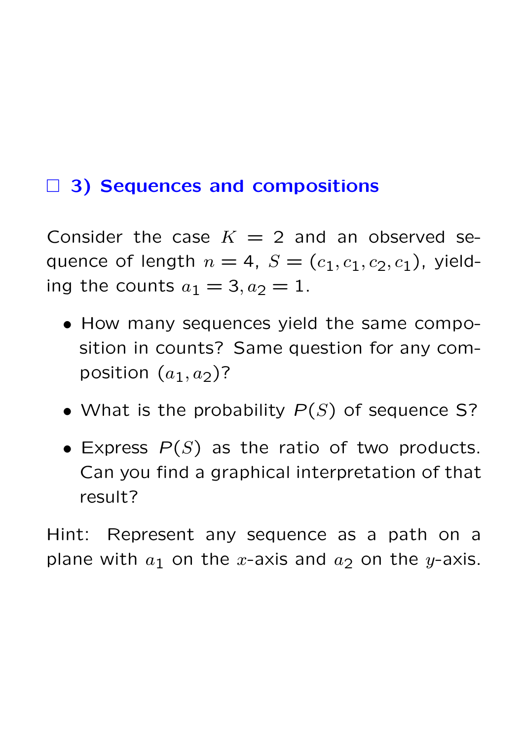## □ 3) Sequences and compositions

Consider the case $K = 2$ and an observed sequence of length $n = 4$, $S = (c_1, c_1, c_2, c_1)$, yielding the counts $a_1 = 3, a_2 = 1$.

- How many sequences yield the same composition in counts? Same question for any composition $(a_1, a_2)$?
- What is the probability $P(S)$ of sequence S?
- Express $P(S)$ as the ratio of two products. Can you find a graphical interpretation of that result?

Hint: Represent any sequence as a path on a plane with $a_1$ on the $x$-axis and $a_2$ on the $y$-axis.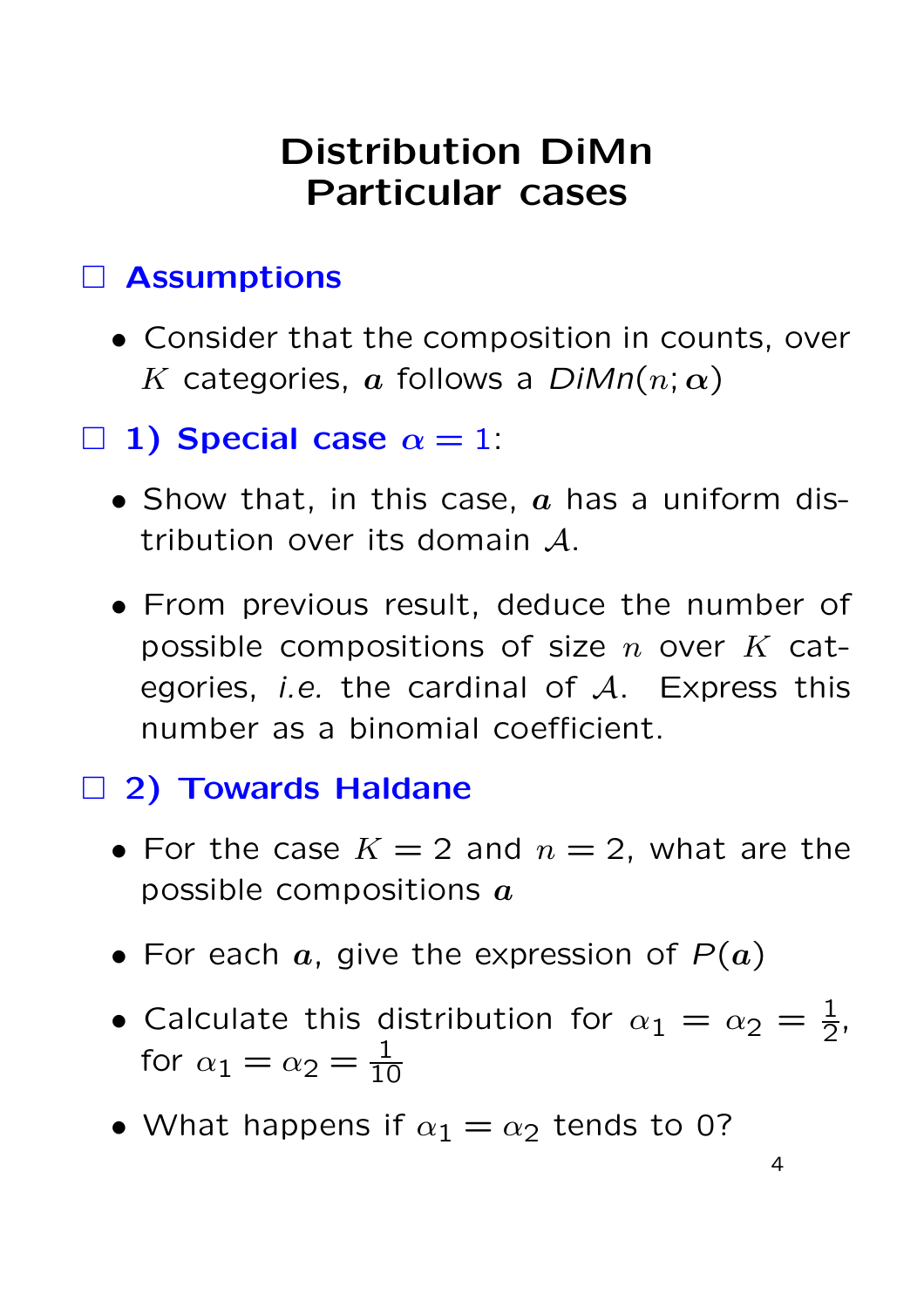# Distribution DiMn
# Particular cases

## Assumptions

- Consider that the composition in counts, over $K$ categories, $\boldsymbol{a}$ follows a *DiMn*$(n; \boldsymbol{\alpha})$

## 1) Special case $\alpha = 1$:

- Show that, in this case, $\boldsymbol{a}$ has a uniform distribution over its domain $\mathcal{A}$.
- From previous result, deduce the number of possible compositions of size $n$ over $K$ categories, *i.e.* the cardinal of $\mathcal{A}$. Express this number as a binomial coefficient.

## 2) Towards Haldane

- For the case $K = 2$ and $n = 2$, what are the possible compositions $\boldsymbol{a}$
- For each $\boldsymbol{a}$, give the expression of $P(\boldsymbol{a})$
- Calculate this distribution for $\alpha_1 = \alpha_2 = \frac{1}{2}$, for $\alpha_1 = \alpha_2 = \frac{1}{10}$
- What happens if $\alpha_1 = \alpha_2$ tends to 0?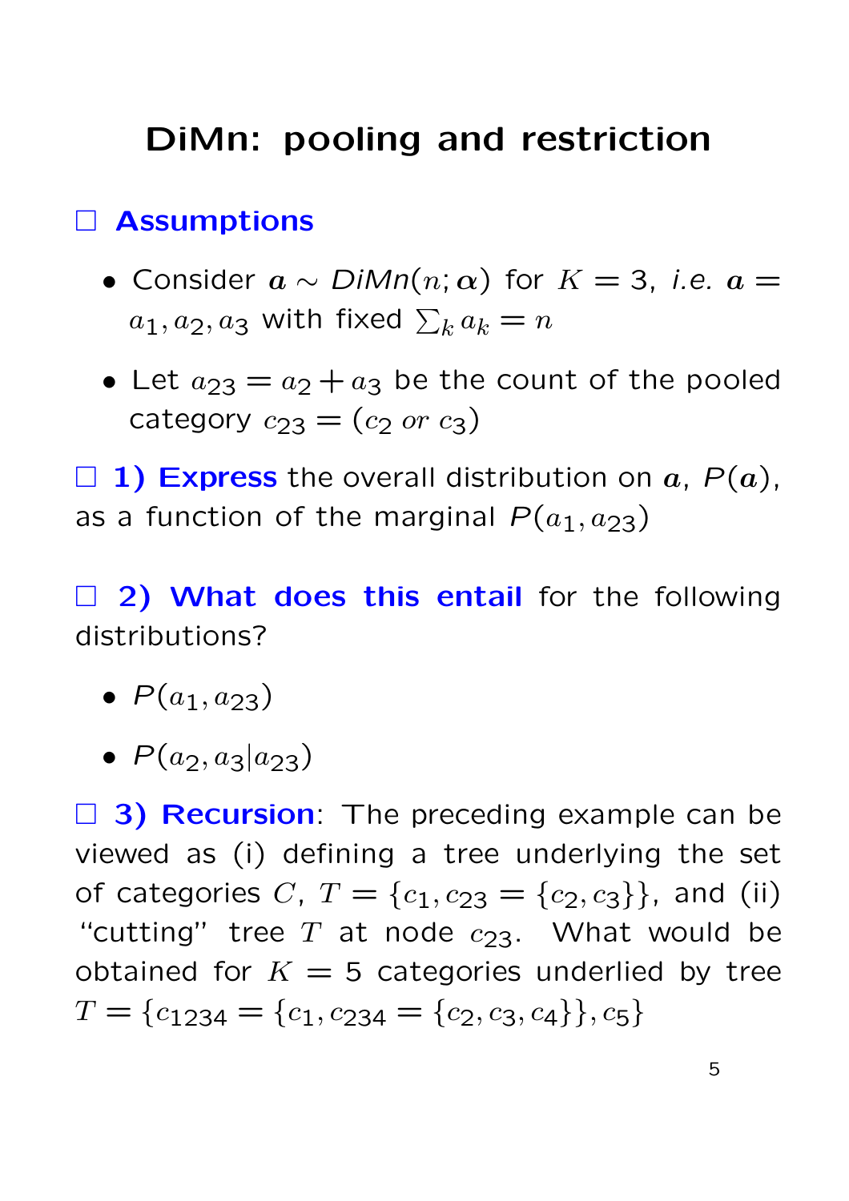# DiMn: pooling and restriction

☐ **Assumptions**

- Consider $\boldsymbol{a} \sim DiMn(n; \boldsymbol{\alpha})$ for $K = 3$, *i.e.* $\boldsymbol{a} = a_1, a_2, a_3$ with fixed $\sum_k a_k = n$
- Let $a_{23} = a_2 + a_3$ be the count of the pooled category $c_{23} = (c_2 \; or \; c_3)$

☐ **1) Express** the overall distribution on $\boldsymbol{a}$, $P(\boldsymbol{a})$, as a function of the marginal $P(a_1, a_{23})$

☐ **2) What does this entail** for the following distributions?

- $P(a_1, a_{23})$
- $P(a_2, a_3 | a_{23})$

☐ **3) Recursion**: The preceding example can be viewed as (i) defining a tree underlying the set of categories $C$, $T = \{c_1, c_{23} = \{c_2, c_3\}\}$, and (ii) "cutting" tree $T$ at node $c_{23}$. What would be obtained for $K = 5$ categories underlied by tree $T = \{c_{1234} = \{c_1, c_{234} = \{c_2, c_3, c_4\}\}, c_5\}$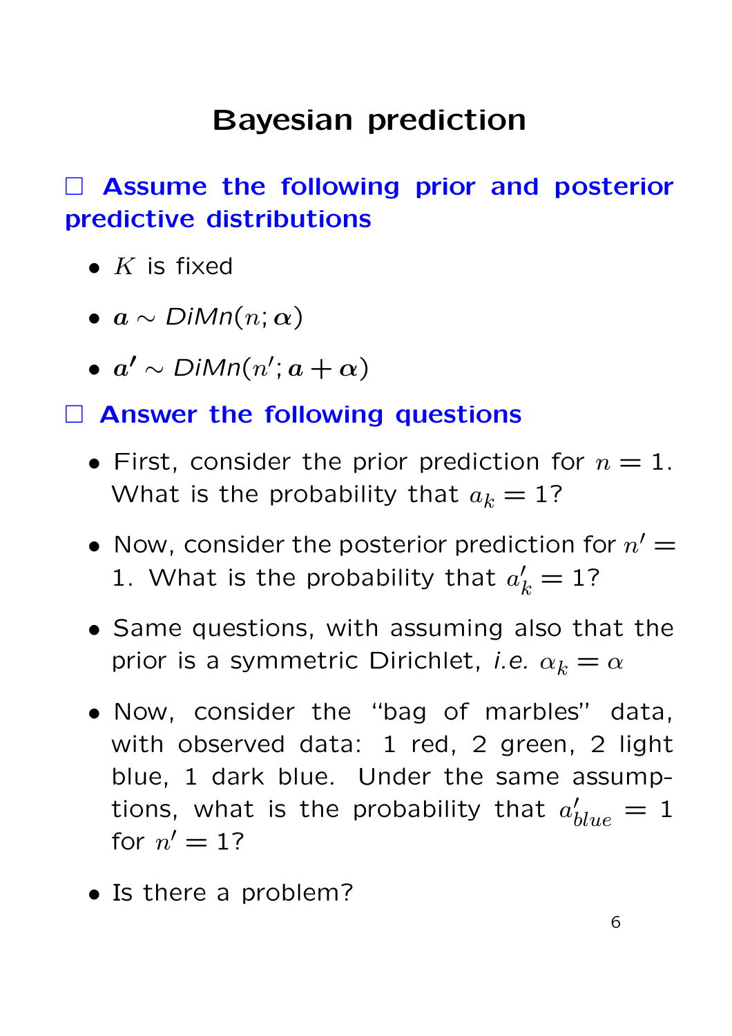# Bayesian prediction

- **Assume the following prior and posterior predictive distributions**
  - $K$ is fixed
  - $\boldsymbol{a} \sim DiMn(n; \boldsymbol{\alpha})$
  - $\boldsymbol{a'} \sim DiMn(n'; \boldsymbol{a} + \boldsymbol{\alpha})$

- **Answer the following questions**
  - First, consider the prior prediction for $n = 1$. What is the probability that $a_k = 1$?
  - Now, consider the posterior prediction for $n' = 1$. What is the probability that $a'_k = 1$?
  - Same questions, with assuming also that the prior is a symmetric Dirichlet, *i.e.* $\alpha_k = \alpha$
  - Now, consider the "bag of marbles" data, with observed data: 1 red, 2 green, 2 light blue, 1 dark blue. Under the same assumptions, what is the probability that $a'_{blue} = 1$ for $n' = 1$?
  - Is there a problem?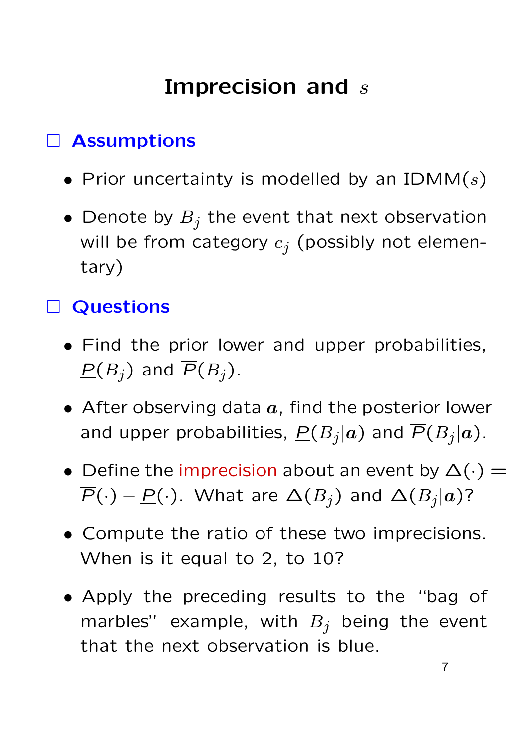# Imprecision and $s$

## ☐ Assumptions

- Prior uncertainty is modelled by an IDMM($s$)
- Denote by $B_j$ the event that next observation will be from category $c_j$ (possibly not elementary)

## ☐ Questions

- Find the prior lower and upper probabilities, $\underline{P}(B_j)$ and $\overline{P}(B_j)$.
- After observing data $\boldsymbol{a}$, find the posterior lower and upper probabilities, $\underline{P}(B_j|\boldsymbol{a})$ and $\overline{P}(B_j|\boldsymbol{a})$.
- Define the imprecision about an event by $\Delta(\cdot) = \overline{P}(\cdot) - \underline{P}(\cdot)$. What are $\Delta(B_j)$ and $\Delta(B_j|\boldsymbol{a})$?
- Compute the ratio of these two imprecisions. When is it equal to 2, to 10?
- Apply the preceding results to the "bag of marbles" example, with $B_j$ being the event that the next observation is blue.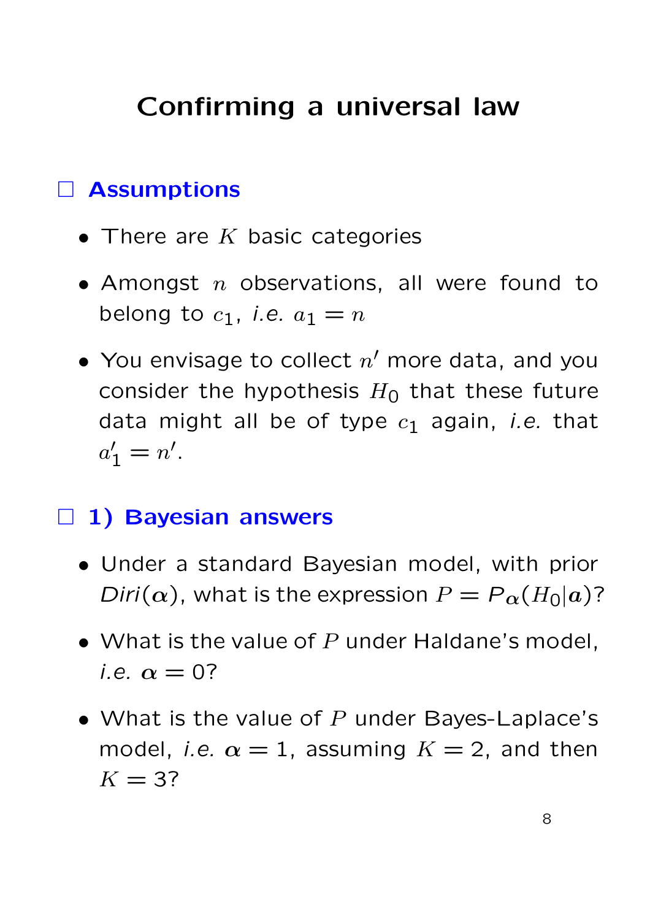# Confirming a universal law

## Assumptions

- There are $K$ basic categories
- Amongst $n$ observations, all were found to belong to $c_1$, *i.e.* $a_1 = n$
- You envisage to collect $n'$ more data, and you consider the hypothesis $H_0$ that these future data might all be of type $c_1$ again, *i.e.* that $a'_1 = n'$.

## 1) Bayesian answers

- Under a standard Bayesian model, with prior *Diri*($\boldsymbol{\alpha}$), what is the expression $P = P_{\boldsymbol{\alpha}}(H_0|\boldsymbol{a})$?
- What is the value of $P$ under Haldane's model, *i.e.* $\boldsymbol{\alpha} = 0$?
- What is the value of $P$ under Bayes-Laplace's model, *i.e.* $\boldsymbol{\alpha} = 1$, assuming $K = 2$, and then $K = 3$?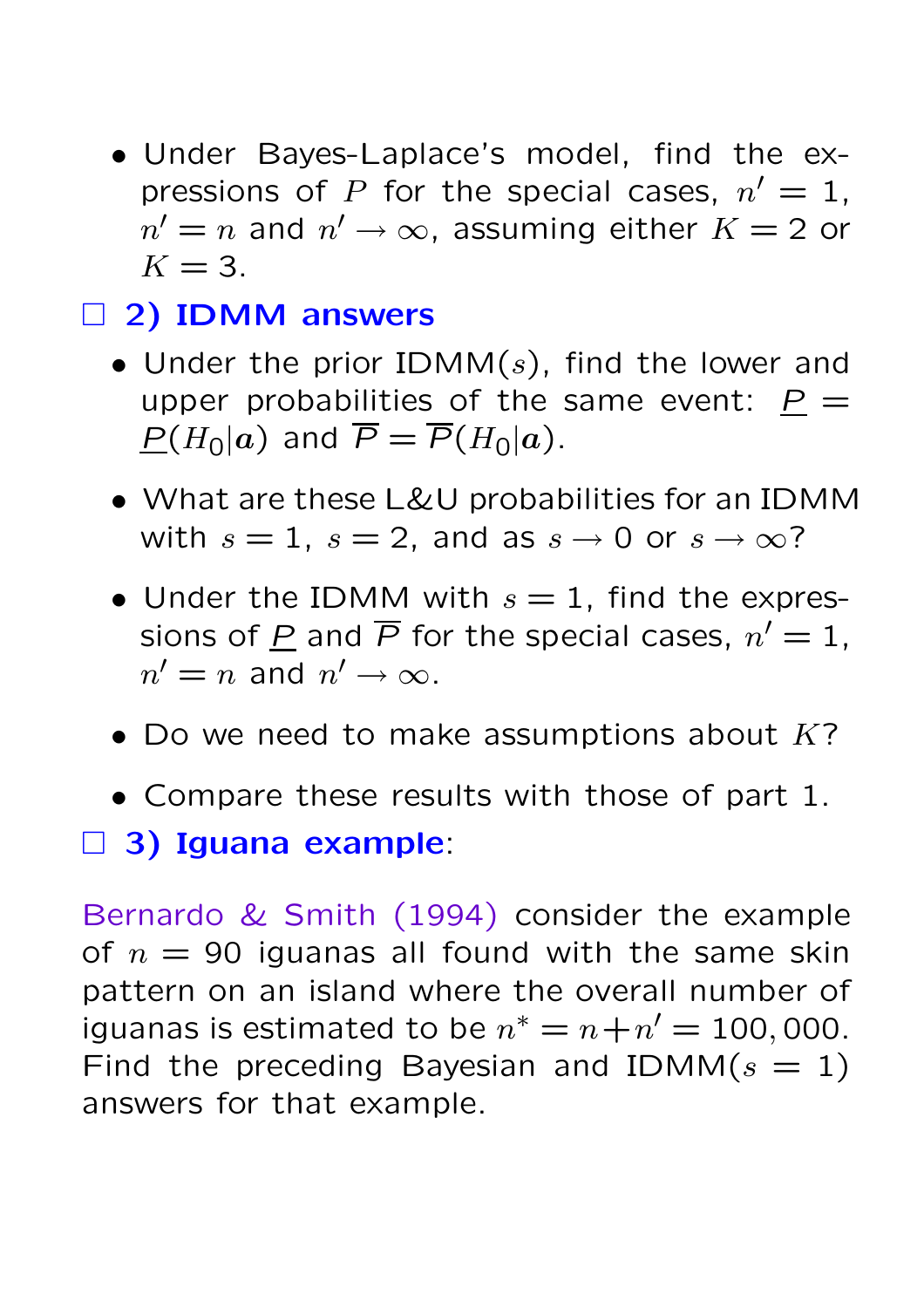- Under Bayes-Laplace's model, find the expressions of $P$ for the special cases, $n' = 1$, $n' = n$ and $n' \to \infty$, assuming either $K = 2$ or $K = 3$.

## □ 2) IDMM answers

- Under the prior IDMM($s$), find the lower and upper probabilities of the same event: $\underline{P} = \underline{P}(H_0|\boldsymbol{a})$ and $\overline{P} = \overline{P}(H_0|\boldsymbol{a})$.

- What are these L&U probabilities for an IDMM with $s = 1$, $s = 2$, and as $s \to 0$ or $s \to \infty$?

- Under the IDMM with $s = 1$, find the expressions of $\underline{P}$ and $\overline{P}$ for the special cases, $n' = 1$, $n' = n$ and $n' \to \infty$.

- Do we need to make assumptions about $K$?

- Compare these results with those of part 1.

## □ 3) Iguana example:

Bernardo & Smith (1994) consider the example of $n = 90$ iguanas all found with the same skin pattern on an island where the overall number of iguanas is estimated to be $n^* = n + n' = 100,000$. Find the preceding Bayesian and IDMM($s = 1$) answers for that example.